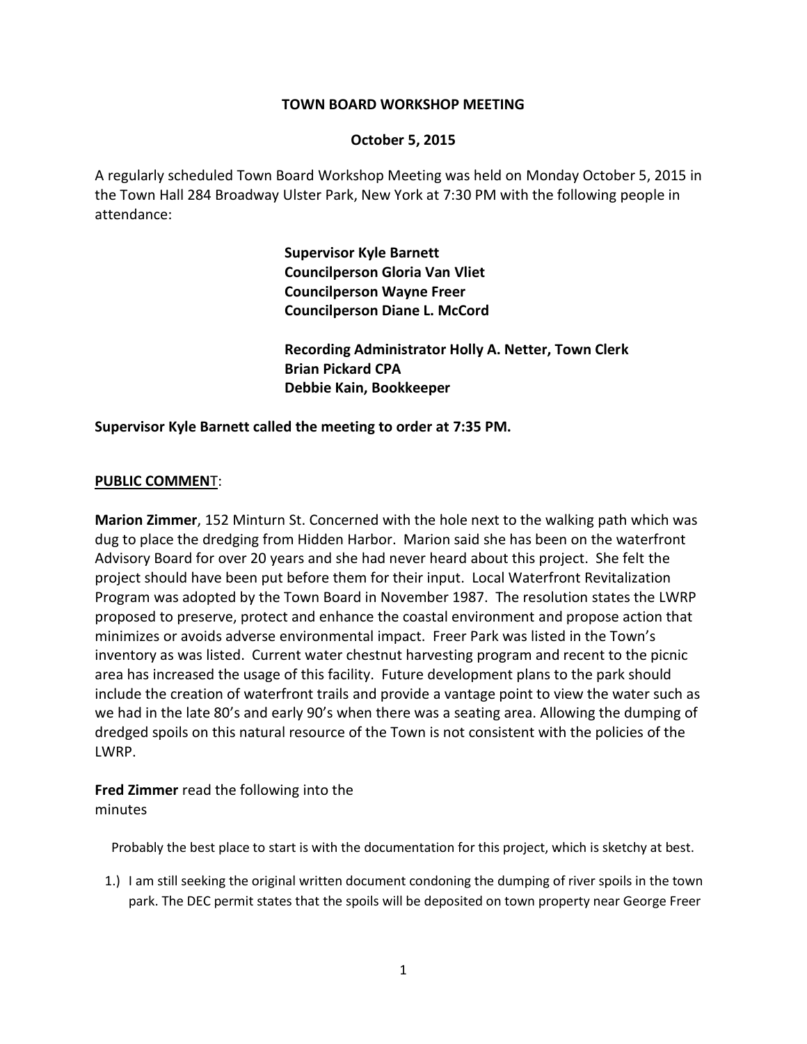# TOWN BOARD WORKSHOP MEETING

## October 5, 2015

A regularly scheduled Town Board Workshop Meeting was held on Monday October 5, 2015 in the Town Hall 284 Broadway Ulster Park, New York at 7:30 PM with the following people in attendance:

**Supervisor Kyle Barnett**
**Councilperson Gloria Van Vliet**
**Councilperson Wayne Freer**
**Councilperson Diane L. McCord**

**Recording Administrator Holly A. Netter, Town Clerk**
**Brian Pickard CPA**
**Debbie Kain, Bookkeeper**

**Supervisor Kyle Barnett called the meeting to order at 7:35 PM.**

**PUBLIC COMMEN**T:

**Marion Zimmer**, 152 Minturn St. Concerned with the hole next to the walking path which was dug to place the dredging from Hidden Harbor. Marion said she has been on the waterfront Advisory Board for over 20 years and she had never heard about this project. She felt the project should have been put before them for their input. Local Waterfront Revitalization Program was adopted by the Town Board in November 1987. The resolution states the LWRP proposed to preserve, protect and enhance the coastal environment and propose action that minimizes or avoids adverse environmental impact. Freer Park was listed in the Town's inventory as was listed. Current water chestnut harvesting program and recent to the picnic area has increased the usage of this facility. Future development plans to the park should include the creation of waterfront trails and provide a vantage point to view the water such as we had in the late 80's and early 90's when there was a seating area. Allowing the dumping of dredged spoils on this natural resource of the Town is not consistent with the policies of the LWRP.

**Fred Zimmer** read the following into the minutes

Probably the best place to start is with the documentation for this project, which is sketchy at best.

1.) I am still seeking the original written document condoning the dumping of river spoils in the town park. The DEC permit states that the spoils will be deposited on town property near George Freer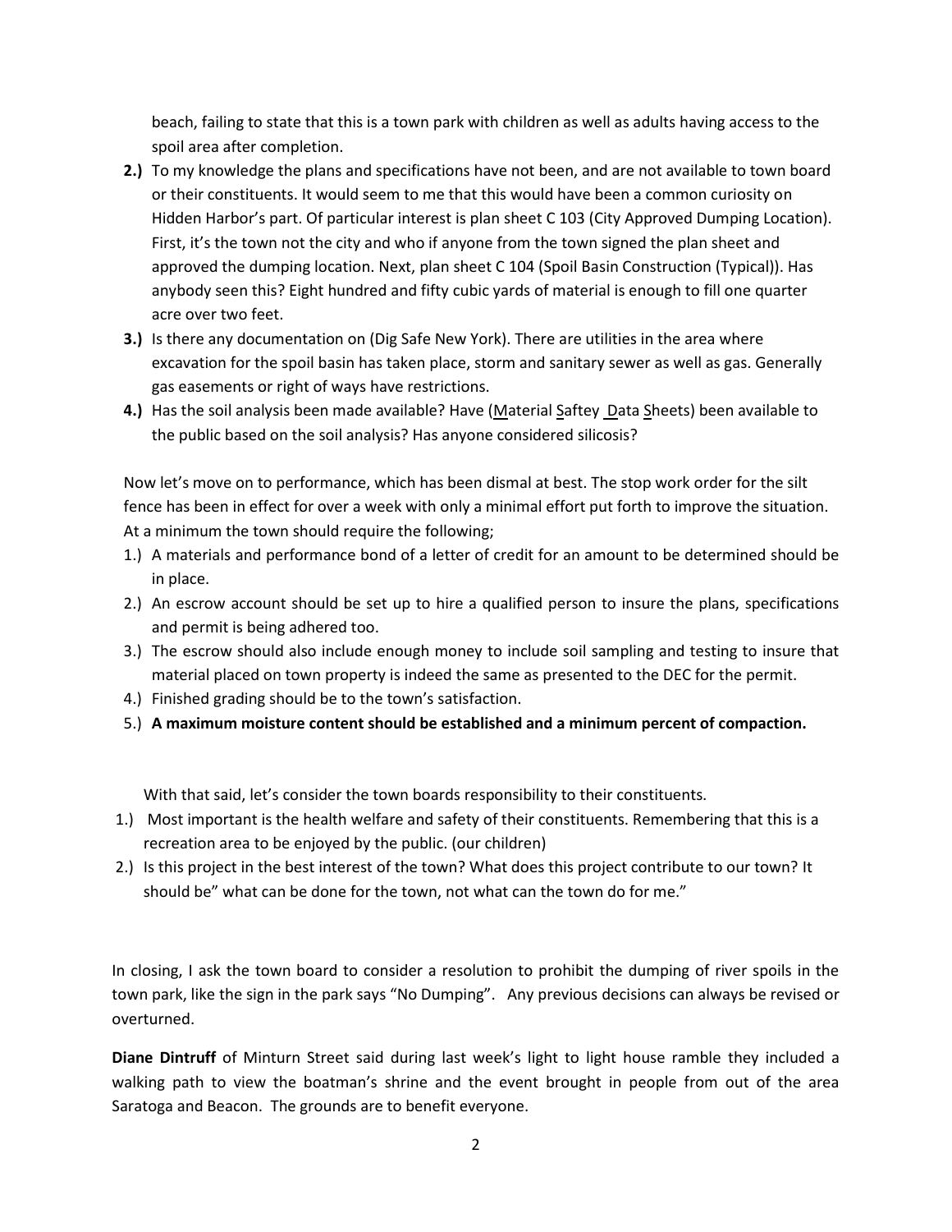beach, failing to state that this is a town park with children as well as adults having access to the spoil area after completion.

**2.)** To my knowledge the plans and specifications have not been, and are not available to town board or their constituents. It would seem to me that this would have been a common curiosity on Hidden Harbor's part. Of particular interest is plan sheet C 103 (City Approved Dumping Location). First, it's the town not the city and who if anyone from the town signed the plan sheet and approved the dumping location. Next, plan sheet C 104 (Spoil Basin Construction (Typical)). Has anybody seen this? Eight hundred and fifty cubic yards of material is enough to fill one quarter acre over two feet.

**3.)** Is there any documentation on (Dig Safe New York). There are utilities in the area where excavation for the spoil basin has taken place, storm and sanitary sewer as well as gas. Generally gas easements or right of ways have restrictions.

**4.)** Has the soil analysis been made available? Have (Material Saftey Data Sheets) been available to the public based on the soil analysis? Has anyone considered silicosis?

Now let's move on to performance, which has been dismal at best. The stop work order for the silt fence has been in effect for over a week with only a minimal effort put forth to improve the situation. At a minimum the town should require the following;

1.) A materials and performance bond of a letter of credit for an amount to be determined should be in place.

2.) An escrow account should be set up to hire a qualified person to insure the plans, specifications and permit is being adhered too.

3.) The escrow should also include enough money to include soil sampling and testing to insure that material placed on town property is indeed the same as presented to the DEC for the permit.

4.) Finished grading should be to the town's satisfaction.

5.) **A maximum moisture content should be established and a minimum percent of compaction.**

With that said, let's consider the town boards responsibility to their constituents.

1.) Most important is the health welfare and safety of their constituents. Remembering that this is a recreation area to be enjoyed by the public. (our children)

2.) Is this project in the best interest of the town? What does this project contribute to our town? It should be" what can be done for the town, not what can the town do for me."

In closing, I ask the town board to consider a resolution to prohibit the dumping of river spoils in the town park, like the sign in the park says "No Dumping". Any previous decisions can always be revised or overturned.

**Diane Dintruff** of Minturn Street said during last week's light to light house ramble they included a walking path to view the boatman's shrine and the event brought in people from out of the area Saratoga and Beacon. The grounds are to benefit everyone.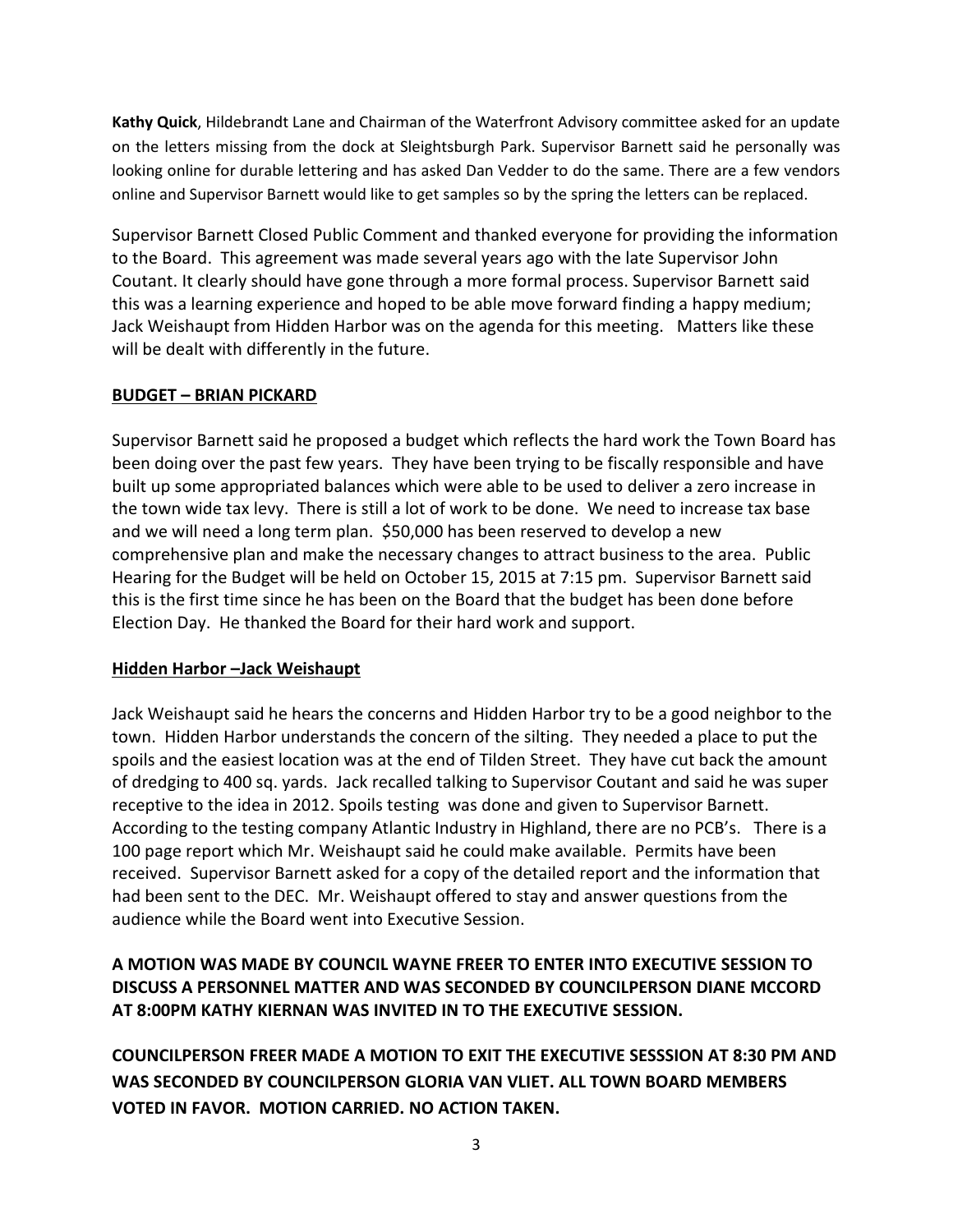**Kathy Quick**, Hildebrandt Lane and Chairman of the Waterfront Advisory committee asked for an update on the letters missing from the dock at Sleightsburgh Park. Supervisor Barnett said he personally was looking online for durable lettering and has asked Dan Vedder to do the same. There are a few vendors online and Supervisor Barnett would like to get samples so by the spring the letters can be replaced.

Supervisor Barnett Closed Public Comment and thanked everyone for providing the information to the Board. This agreement was made several years ago with the late Supervisor John Coutant. It clearly should have gone through a more formal process. Supervisor Barnett said this was a learning experience and hoped to be able move forward finding a happy medium; Jack Weishaupt from Hidden Harbor was on the agenda for this meeting. Matters like these will be dealt with differently in the future.

**BUDGET – BRIAN PICKARD**

Supervisor Barnett said he proposed a budget which reflects the hard work the Town Board has been doing over the past few years. They have been trying to be fiscally responsible and have built up some appropriated balances which were able to be used to deliver a zero increase in the town wide tax levy. There is still a lot of work to be done. We need to increase tax base and we will need a long term plan. $50,000 has been reserved to develop a new comprehensive plan and make the necessary changes to attract business to the area. Public Hearing for the Budget will be held on October 15, 2015 at 7:15 pm. Supervisor Barnett said this is the first time since he has been on the Board that the budget has been done before Election Day. He thanked the Board for their hard work and support.

**Hidden Harbor –Jack Weishaupt**

Jack Weishaupt said he hears the concerns and Hidden Harbor try to be a good neighbor to the town. Hidden Harbor understands the concern of the silting. They needed a place to put the spoils and the easiest location was at the end of Tilden Street. They have cut back the amount of dredging to 400 sq. yards. Jack recalled talking to Supervisor Coutant and said he was super receptive to the idea in 2012. Spoils testing was done and given to Supervisor Barnett. According to the testing company Atlantic Industry in Highland, there are no PCB's. There is a 100 page report which Mr. Weishaupt said he could make available. Permits have been received. Supervisor Barnett asked for a copy of the detailed report and the information that had been sent to the DEC. Mr. Weishaupt offered to stay and answer questions from the audience while the Board went into Executive Session.

**A MOTION WAS MADE BY COUNCIL WAYNE FREER TO ENTER INTO EXECUTIVE SESSION TO DISCUSS A PERSONNEL MATTER AND WAS SECONDED BY COUNCILPERSON DIANE MCCORD AT 8:00PM KATHY KIERNAN WAS INVITED IN TO THE EXECUTIVE SESSION.**

**COUNCILPERSON FREER MADE A MOTION TO EXIT THE EXECUTIVE SESSSION AT 8:30 PM AND WAS SECONDED BY COUNCILPERSON GLORIA VAN VLIET. ALL TOWN BOARD MEMBERS VOTED IN FAVOR. MOTION CARRIED. NO ACTION TAKEN.**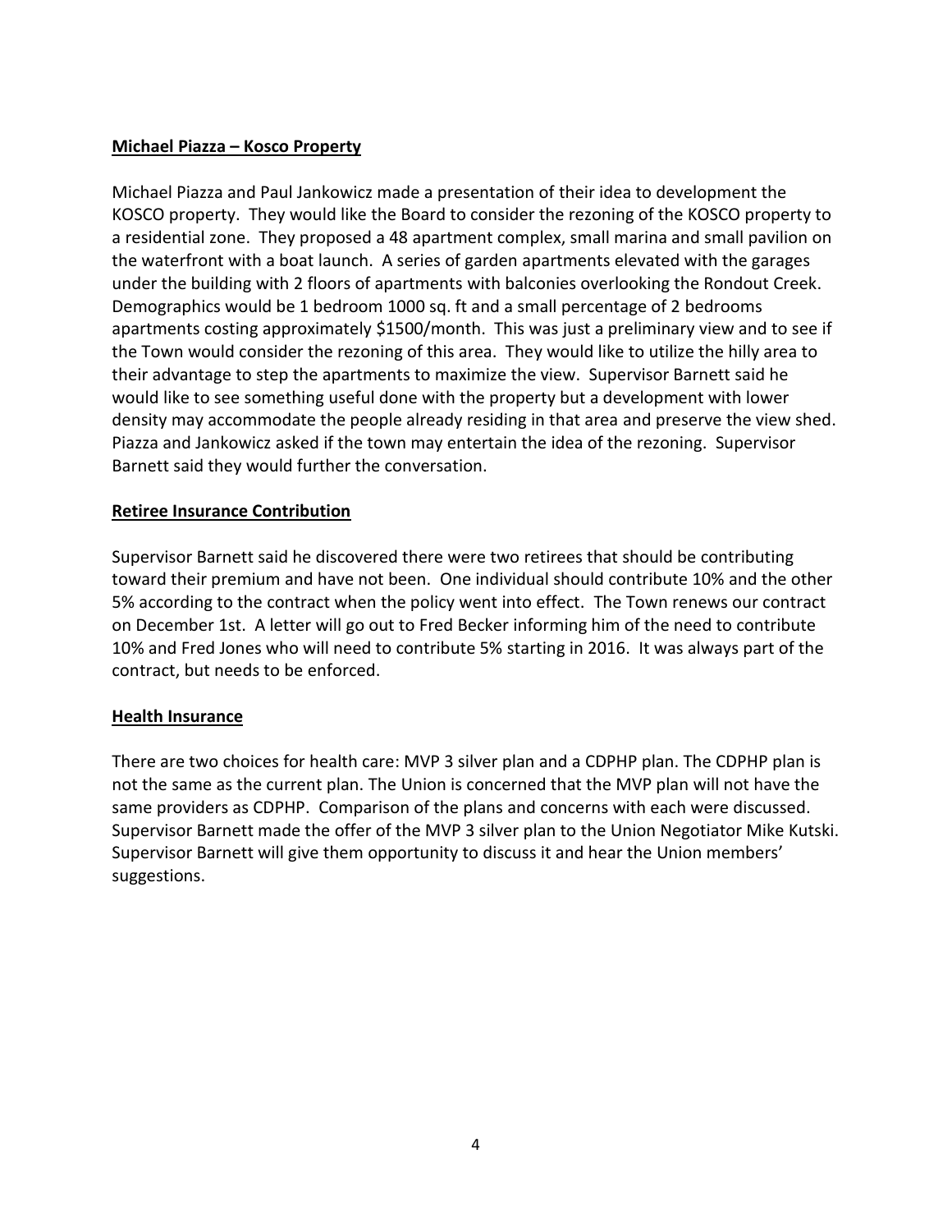**Michael Piazza – Kosco Property**

Michael Piazza and Paul Jankowicz made a presentation of their idea to development the KOSCO property. They would like the Board to consider the rezoning of the KOSCO property to a residential zone. They proposed a 48 apartment complex, small marina and small pavilion on the waterfront with a boat launch. A series of garden apartments elevated with the garages under the building with 2 floors of apartments with balconies overlooking the Rondout Creek. Demographics would be 1 bedroom 1000 sq. ft and a small percentage of 2 bedrooms apartments costing approximately $1500/month. This was just a preliminary view and to see if the Town would consider the rezoning of this area. They would like to utilize the hilly area to their advantage to step the apartments to maximize the view. Supervisor Barnett said he would like to see something useful done with the property but a development with lower density may accommodate the people already residing in that area and preserve the view shed. Piazza and Jankowicz asked if the town may entertain the idea of the rezoning. Supervisor Barnett said they would further the conversation.

**Retiree Insurance Contribution**

Supervisor Barnett said he discovered there were two retirees that should be contributing toward their premium and have not been. One individual should contribute 10% and the other 5% according to the contract when the policy went into effect. The Town renews our contract on December 1st. A letter will go out to Fred Becker informing him of the need to contribute 10% and Fred Jones who will need to contribute 5% starting in 2016. It was always part of the contract, but needs to be enforced.

**Health Insurance**

There are two choices for health care: MVP 3 silver plan and a CDPHP plan. The CDPHP plan is not the same as the current plan. The Union is concerned that the MVP plan will not have the same providers as CDPHP. Comparison of the plans and concerns with each were discussed. Supervisor Barnett made the offer of the MVP 3 silver plan to the Union Negotiator Mike Kutski. Supervisor Barnett will give them opportunity to discuss it and hear the Union members' suggestions.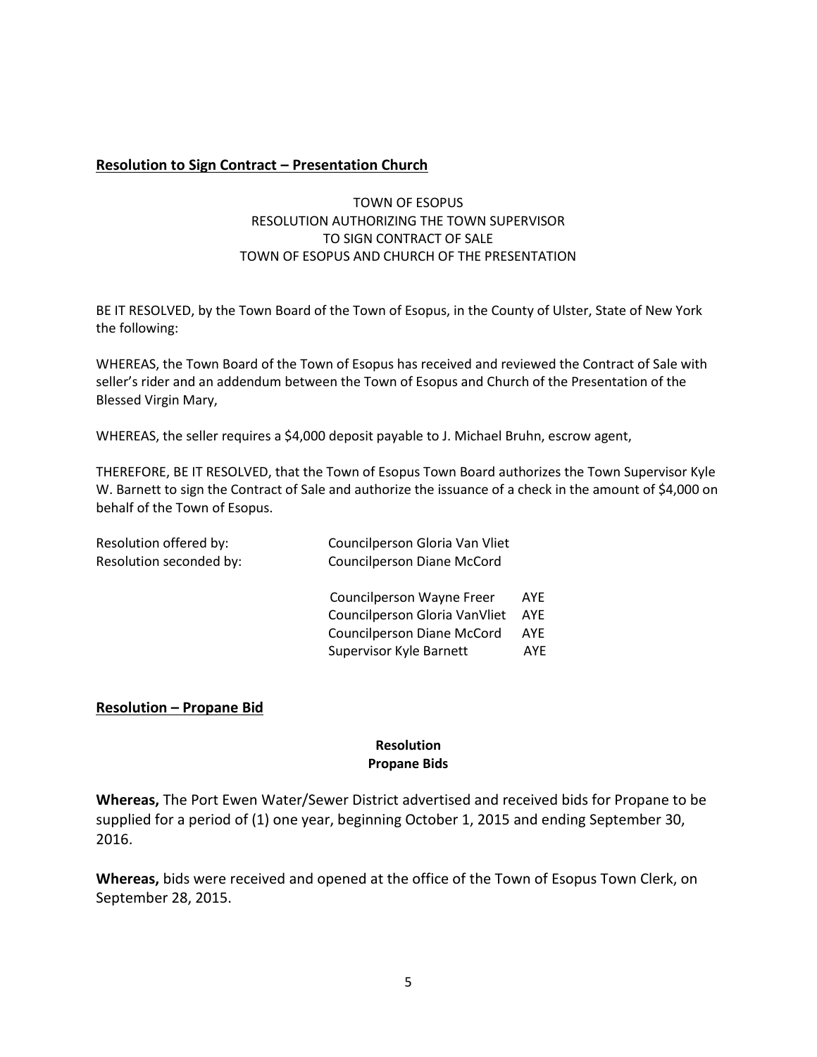## Resolution to Sign Contract – Presentation Church

TOWN OF ESOPUS
RESOLUTION AUTHORIZING THE TOWN SUPERVISOR
TO SIGN CONTRACT OF SALE
TOWN OF ESOPUS AND CHURCH OF THE PRESENTATION

BE IT RESOLVED, by the Town Board of the Town of Esopus, in the County of Ulster, State of New York the following:

WHEREAS, the Town Board of the Town of Esopus has received and reviewed the Contract of Sale with seller's rider and an addendum between the Town of Esopus and Church of the Presentation of the Blessed Virgin Mary,

WHEREAS, the seller requires a $4,000 deposit payable to J. Michael Bruhn, escrow agent,

THEREFORE, BE IT RESOLVED, that the Town of Esopus Town Board authorizes the Town Supervisor Kyle W. Barnett to sign the Contract of Sale and authorize the issuance of a check in the amount of $4,000 on behalf of the Town of Esopus.

Resolution offered by: Councilperson Gloria Van Vliet
Resolution seconded by: Councilperson Diane McCord

| | |
|---|---|
| Councilperson Wayne Freer | AYE |
| Councilperson Gloria VanVliet | AYE |
| Councilperson Diane McCord | AYE |
| Supervisor Kyle Barnett | AYE |

## Resolution – Propane Bid

**Resolution**
**Propane Bids**

**Whereas,** The Port Ewen Water/Sewer District advertised and received bids for Propane to be supplied for a period of (1) one year, beginning October 1, 2015 and ending September 30, 2016.

**Whereas,** bids were received and opened at the office of the Town of Esopus Town Clerk, on September 28, 2015.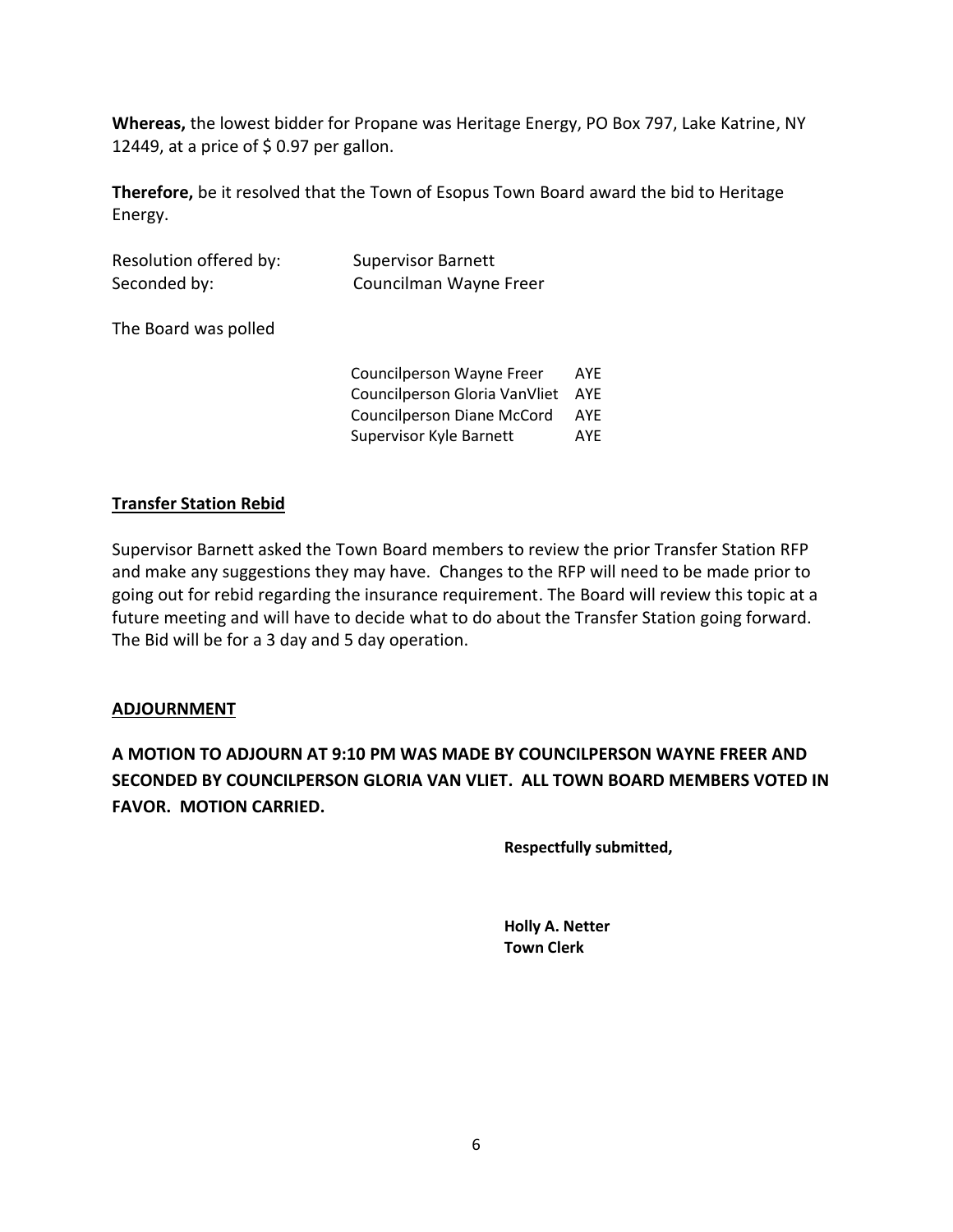**Whereas,** the lowest bidder for Propane was Heritage Energy, PO Box 797, Lake Katrine, NY 12449, at a price of $ 0.97 per gallon.

**Therefore,** be it resolved that the Town of Esopus Town Board award the bid to Heritage Energy.

| | |
|---|---|
| Resolution offered by: | Supervisor Barnett |
| Seconded by: | Councilman Wayne Freer |

The Board was polled

| | |
|---|---|
| Councilperson Wayne Freer | AYE |
| Councilperson Gloria VanVliet | AYE |
| Councilperson Diane McCord | AYE |
| Supervisor Kyle Barnett | AYE |

**Transfer Station Rebid**

Supervisor Barnett asked the Town Board members to review the prior Transfer Station RFP and make any suggestions they may have. Changes to the RFP will need to be made prior to going out for rebid regarding the insurance requirement. The Board will review this topic at a future meeting and will have to decide what to do about the Transfer Station going forward. The Bid will be for a 3 day and 5 day operation.

**ADJOURNMENT**

**A MOTION TO ADJOURN AT 9:10 PM WAS MADE BY COUNCILPERSON WAYNE FREER AND SECONDED BY COUNCILPERSON GLORIA VAN VLIET. ALL TOWN BOARD MEMBERS VOTED IN FAVOR. MOTION CARRIED.**

**Respectfully submitted,**

**Holly A. Netter**
**Town Clerk**